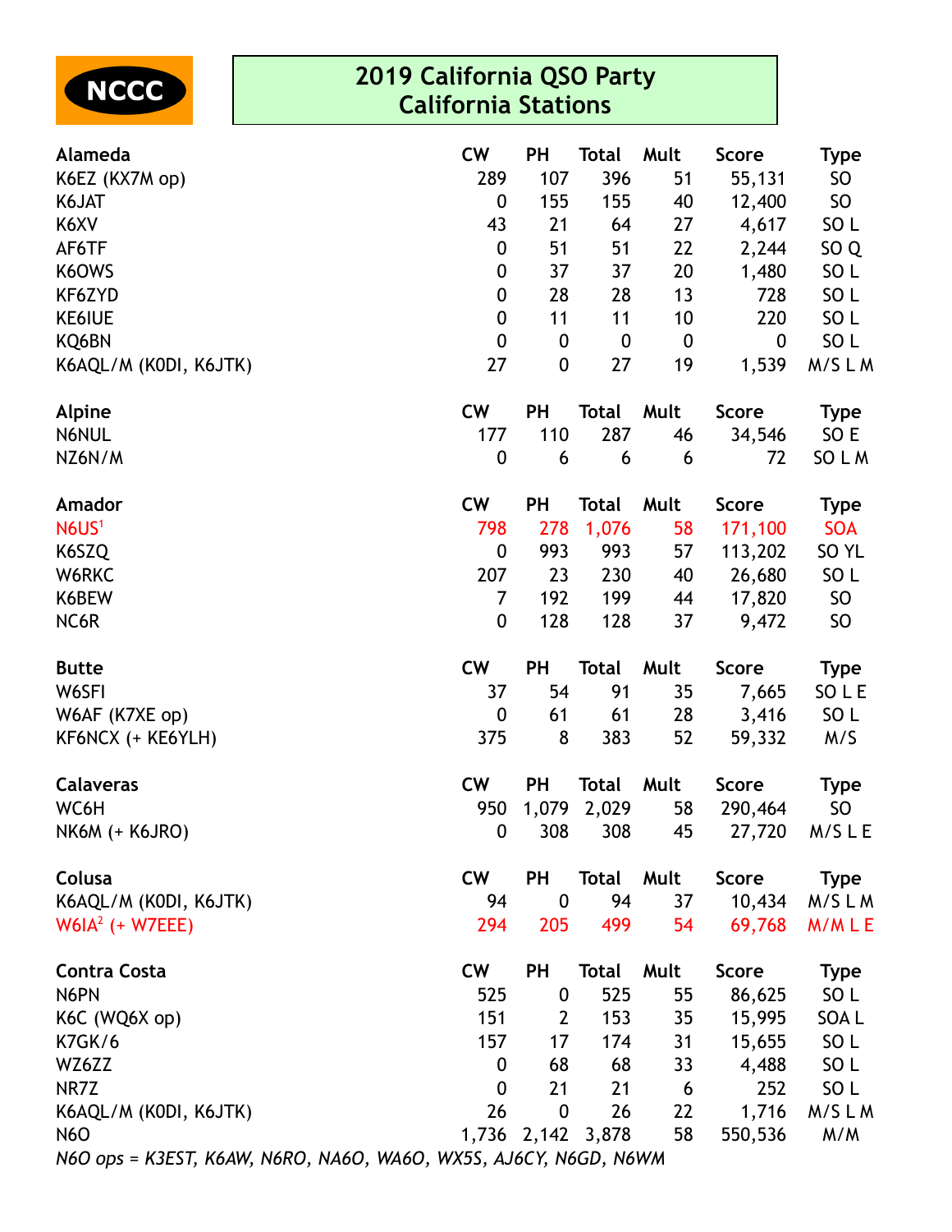NCCC

# 2019 California QSO Party
## California Stations

| Alameda | CW | PH | Total | Mult | Score | Type |
|---|---|---|---|---|---|---|
| K6EZ (KX7M op) | 289 | 107 | 396 | 51 | 55,131 | SO |
| K6JAT | 0 | 155 | 155 | 40 | 12,400 | SO |
| K6XV | 43 | 21 | 64 | 27 | 4,617 | SO L |
| AF6TF | 0 | 51 | 51 | 22 | 2,244 | SO Q |
| K6OWS | 0 | 37 | 37 | 20 | 1,480 | SO L |
| KF6ZYD | 0 | 28 | 28 | 13 | 728 | SO L |
| KE6IUE | 0 | 11 | 11 | 10 | 220 | SO L |
| KQ6BN | 0 | 0 | 0 | 0 | 0 | SO L |
| K6AQL/M (K0DI, K6JTK) | 27 | 0 | 27 | 19 | 1,539 | M/S L M |

| Alpine | CW | PH | Total | Mult | Score | Type |
|---|---|---|---|---|---|---|
| N6NUL | 177 | 110 | 287 | 46 | 34,546 | SO E |
| NZ6N/M | 0 | 6 | 6 | 6 | 72 | SO L M |

| Amador | CW | PH | Total | Mult | Score | Type |
|---|---|---|---|---|---|---|
| N6US[1] | 798 | 278 | 1,076 | 58 | 171,100 | SOA |
| K6SZQ | 0 | 993 | 993 | 57 | 113,202 | SO YL |
| W6RKC | 207 | 23 | 230 | 40 | 26,680 | SO L |
| K6BEW | 7 | 192 | 199 | 44 | 17,820 | SO |
| NC6R | 0 | 128 | 128 | 37 | 9,472 | SO |

| Butte | CW | PH | Total | Mult | Score | Type |
|---|---|---|---|---|---|---|
| W6SFI | 37 | 54 | 91 | 35 | 7,665 | SO L E |
| W6AF (K7XE op) | 0 | 61 | 61 | 28 | 3,416 | SO L |
| KF6NCX (+ KE6YLH) | 375 | 8 | 383 | 52 | 59,332 | M/S |

| Calaveras | CW | PH | Total | Mult | Score | Type |
|---|---|---|---|---|---|---|
| WC6H | 950 | 1,079 | 2,029 | 58 | 290,464 | SO |
| NK6M (+ K6JRO) | 0 | 308 | 308 | 45 | 27,720 | M/S L E |

| Colusa | CW | PH | Total | Mult | Score | Type |
|---|---|---|---|---|---|---|
| K6AQL/M (K0DI, K6JTK) | 94 | 0 | 94 | 37 | 10,434 | M/S L M |
| W6IA[2] (+ W7EEE) | 294 | 205 | 499 | 54 | 69,768 | M/M L E |

| Contra Costa | CW | PH | Total | Mult | Score | Type |
|---|---|---|---|---|---|---|
| N6PN | 525 | 0 | 525 | 55 | 86,625 | SO L |
| K6C (WQ6X op) | 151 | 2 | 153 | 35 | 15,995 | SOA L |
| K7GK/6 | 157 | 17 | 174 | 31 | 15,655 | SO L |
| WZ6ZZ | 0 | 68 | 68 | 33 | 4,488 | SO L |
| NR7Z | 0 | 21 | 21 | 6 | 252 | SO L |
| K6AQL/M (K0DI, K6JTK) | 26 | 0 | 26 | 22 | 1,716 | M/S L M |
| N6O | 1,736 | 2,142 | 3,878 | 58 | 550,536 | M/M |

*N6O ops = K3EST, K6AW, N6RO, NA6O, WA6O, WX5S, AJ6CY, N6GD, N6WM*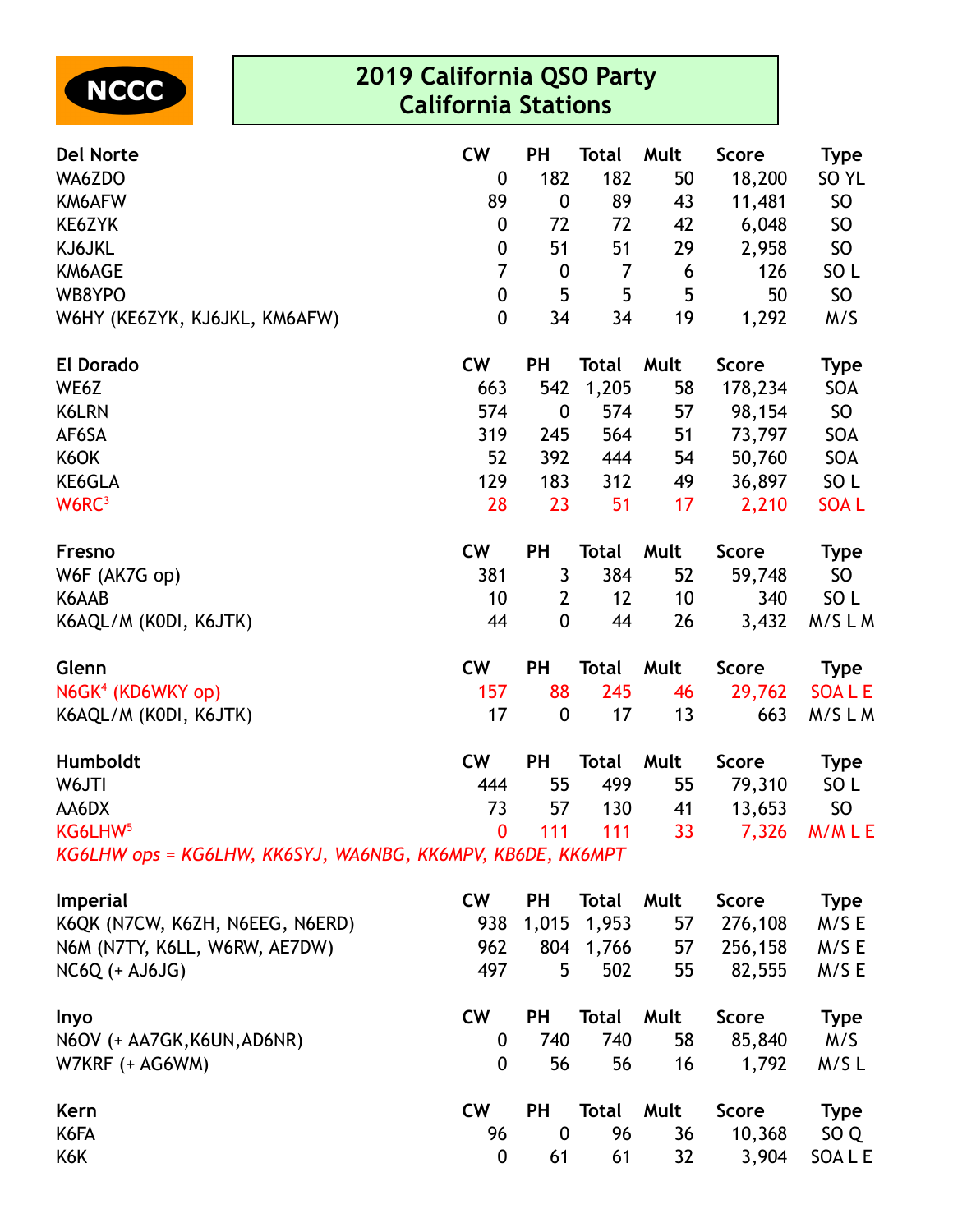NCCC

# 2019 California QSO Party
## California Stations

| Del Norte | CW | PH | Total | Mult | Score | Type |
|---|---|---|---|---|---|---|
| WA6ZDO | 0 | 182 | 182 | 50 | 18,200 | SO YL |
| KM6AFW | 89 | 0 | 89 | 43 | 11,481 | SO |
| KE6ZYK | 0 | 72 | 72 | 42 | 6,048 | SO |
| KJ6JKL | 0 | 51 | 51 | 29 | 2,958 | SO |
| KM6AGE | 7 | 0 | 7 | 6 | 126 | SO L |
| WB8YPO | 0 | 5 | 5 | 5 | 50 | SO |
| W6HY (KE6ZYK, KJ6JKL, KM6AFW) | 0 | 34 | 34 | 19 | 1,292 | M/S |

| El Dorado | CW | PH | Total | Mult | Score | Type |
|---|---|---|---|---|---|---|
| WE6Z | 663 | 542 | 1,205 | 58 | 178,234 | SOA |
| K6LRN | 574 | 0 | 574 | 57 | 98,154 | SO |
| AF6SA | 319 | 245 | 564 | 51 | 73,797 | SOA |
| K6OK | 52 | 392 | 444 | 54 | 50,760 | SOA |
| KE6GLA | 129 | 183 | 312 | 49 | 36,897 | SO L |
| W6RC[3] | 28 | 23 | 51 | 17 | 2,210 | SOA L |

| Fresno | CW | PH | Total | Mult | Score | Type |
|---|---|---|---|---|---|---|
| W6F (AK7G op) | 381 | 3 | 384 | 52 | 59,748 | SO |
| K6AAB | 10 | 2 | 12 | 10 | 340 | SO L |
| K6AQL/M (K0DI, K6JTK) | 44 | 0 | 44 | 26 | 3,432 | M/S L M |

| Glenn | CW | PH | Total | Mult | Score | Type |
|---|---|---|---|---|---|---|
| N6GK[4] (KD6WKY op) | 157 | 88 | 245 | 46 | 29,762 | SOA L E |
| K6AQL/M (K0DI, K6JTK) | 17 | 0 | 17 | 13 | 663 | M/S L M |

| Humboldt | CW | PH | Total | Mult | Score | Type |
|---|---|---|---|---|---|---|
| W6JTI | 444 | 55 | 499 | 55 | 79,310 | SO L |
| AA6DX | 73 | 57 | 130 | 41 | 13,653 | SO |
| KG6LHW[5] | 0 | 111 | 111 | 33 | 7,326 | M/M L E |

*KG6LHW ops = KG6LHW, KK6SYJ, WA6NBG, KK6MPV, KB6DE, KK6MPT*

| Imperial | CW | PH | Total | Mult | Score | Type |
|---|---|---|---|---|---|---|
| K6QK (N7CW, K6ZH, N6EEG, N6ERD) | 938 | 1,015 | 1,953 | 57 | 276,108 | M/S E |
| N6M (N7TY, K6LL, W6RW, AE7DW) | 962 | 804 | 1,766 | 57 | 256,158 | M/S E |
| NC6Q (+ AJ6JG) | 497 | 5 | 502 | 55 | 82,555 | M/S E |

| Inyo | CW | PH | Total | Mult | Score | Type |
|---|---|---|---|---|---|---|
| N6OV (+ AA7GK,K6UN,AD6NR) | 0 | 740 | 740 | 58 | 85,840 | M/S |
| W7KRF (+ AG6WM) | 0 | 56 | 56 | 16 | 1,792 | M/S L |

| Kern | CW | PH | Total | Mult | Score | Type |
|---|---|---|---|---|---|---|
| K6FA | 96 | 0 | 96 | 36 | 10,368 | SO Q |
| K6K | 0 | 61 | 61 | 32 | 3,904 | SOA L E |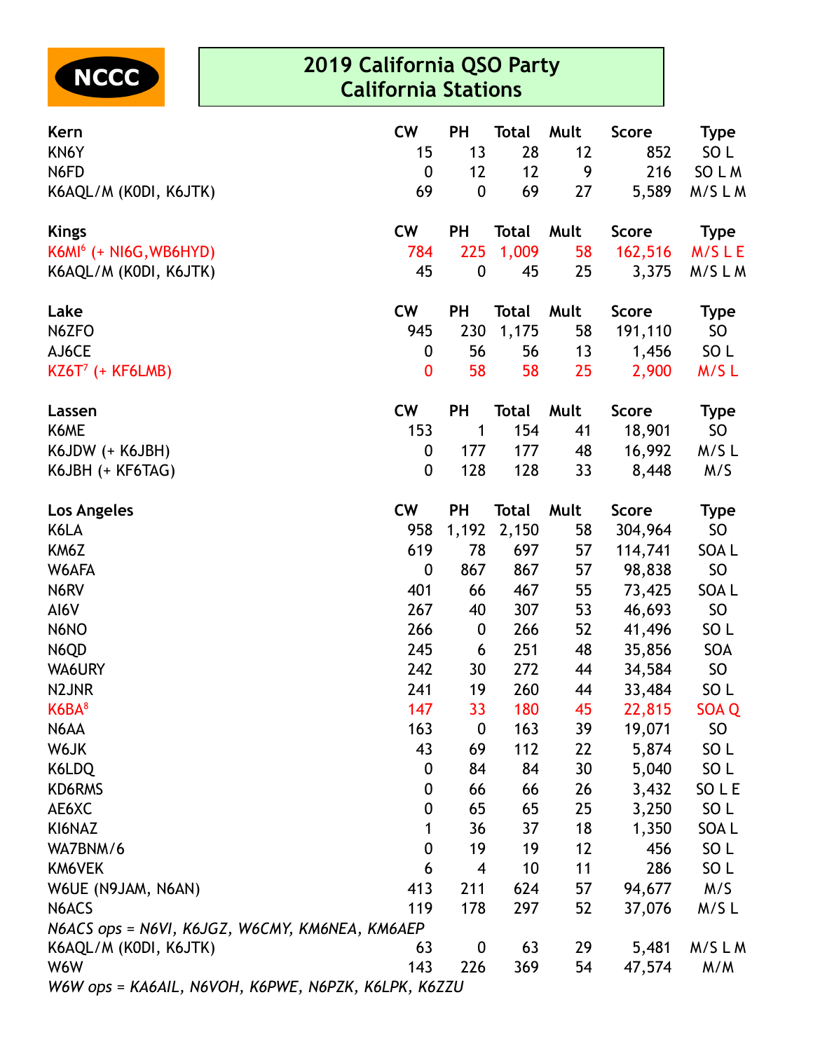NCCC

## 2019 California QSO Party
## California Stations

| Kern | CW | PH | Total | Mult | Score | Type |
|---|---|---|---|---|---|---|
| KN6Y | 15 | 13 | 28 | 12 | 852 | SO L |
| N6FD | 0 | 12 | 12 | 9 | 216 | SO L M |
| K6AQL/M (K0DI, K6JTK) | 69 | 0 | 69 | 27 | 5,589 | M/S L M |

| Kings | CW | PH | Total | Mult | Score | Type |
|---|---|---|---|---|---|---|
| K6MI[6] (+ NI6G,WB6HYD) | 784 | 225 | 1,009 | 58 | 162,516 | M/S L E |
| K6AQL/M (K0DI, K6JTK) | 45 | 0 | 45 | 25 | 3,375 | M/S L M |

| Lake | CW | PH | Total | Mult | Score | Type |
|---|---|---|---|---|---|---|
| N6ZFO | 945 | 230 | 1,175 | 58 | 191,110 | SO |
| AJ6CE | 0 | 56 | 56 | 13 | 1,456 | SO L |
| KZ6T[7] (+ KF6LMB) | 0 | 58 | 58 | 25 | 2,900 | M/S L |

| Lassen | CW | PH | Total | Mult | Score | Type |
|---|---|---|---|---|---|---|
| K6ME | 153 | 1 | 154 | 41 | 18,901 | SO |
| K6JDW (+ K6JBH) | 0 | 177 | 177 | 48 | 16,992 | M/S L |
| K6JBH (+ KF6TAG) | 0 | 128 | 128 | 33 | 8,448 | M/S |

| Los Angeles | CW | PH | Total | Mult | Score | Type |
|---|---|---|---|---|---|---|
| K6LA | 958 | 1,192 | 2,150 | 58 | 304,964 | SO |
| KM6Z | 619 | 78 | 697 | 57 | 114,741 | SOA L |
| W6AFA | 0 | 867 | 867 | 57 | 98,838 | SO |
| N6RV | 401 | 66 | 467 | 55 | 73,425 | SOA L |
| AI6V | 267 | 40 | 307 | 53 | 46,693 | SO |
| N6NO | 266 | 0 | 266 | 52 | 41,496 | SO L |
| N6QD | 245 | 6 | 251 | 48 | 35,856 | SOA |
| WA6URY | 242 | 30 | 272 | 44 | 34,584 | SO |
| N2JNR | 241 | 19 | 260 | 44 | 33,484 | SO L |
| K6BA[8] | 147 | 33 | 180 | 45 | 22,815 | SOA Q |
| N6AA | 163 | 0 | 163 | 39 | 19,071 | SO |
| W6JK | 43 | 69 | 112 | 22 | 5,874 | SO L |
| K6LDQ | 0 | 84 | 84 | 30 | 5,040 | SO L |
| KD6RMS | 0 | 66 | 66 | 26 | 3,432 | SO L E |
| AE6XC | 0 | 65 | 65 | 25 | 3,250 | SO L |
| KI6NAZ | 1 | 36 | 37 | 18 | 1,350 | SOA L |
| WA7BNM/6 | 0 | 19 | 19 | 12 | 456 | SO L |
| KM6VEK | 6 | 4 | 10 | 11 | 286 | SO L |
| W6UE (N9JAM, N6AN) | 413 | 211 | 624 | 57 | 94,677 | M/S |
| N6ACS | 119 | 178 | 297 | 52 | 37,076 | M/S L |
| *N6ACS ops = N6VI, K6JGZ, W6CMY, KM6NEA, KM6AEP* | | | | | | |
| K6AQL/M (K0DI, K6JTK) | 63 | 0 | 63 | 29 | 5,481 | M/S L M |
| W6W | 143 | 226 | 369 | 54 | 47,574 | M/M |
| *W6W ops = KA6AIL, N6VOH, K6PWE, N6PZK, K6LPK, K6ZZU* | | | | | | |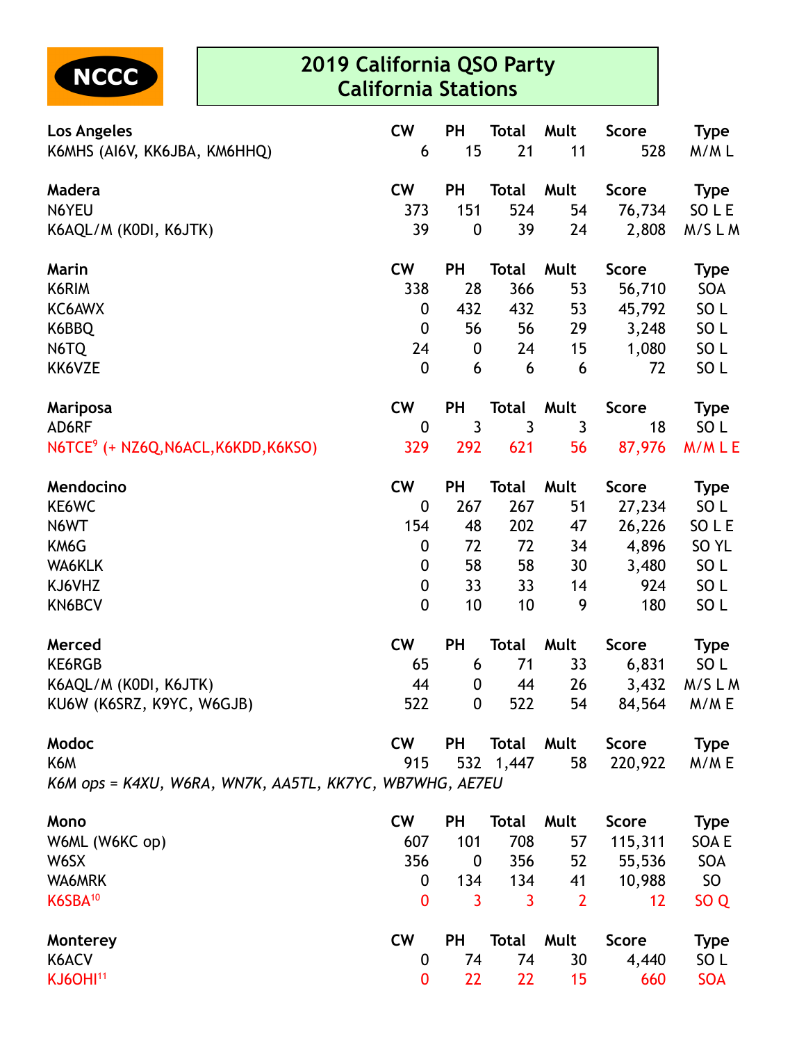**NCCC**

# 2019 California QSO Party
## California Stations

| Los Angeles | CW | PH | Total | Mult | Score | Type |
|---|---|---|---|---|---|---|
| K6MHS (AI6V, KK6JBA, KM6HHQ) | 6 | 15 | 21 | 11 | 528 | M/M L |

| Madera | CW | PH | Total | Mult | Score | Type |
|---|---|---|---|---|---|---|
| N6YEU | 373 | 151 | 524 | 54 | 76,734 | SO L E |
| K6AQL/M (K0DI, K6JTK) | 39 | 0 | 39 | 24 | 2,808 | M/S L M |

| Marin | CW | PH | Total | Mult | Score | Type |
|---|---|---|---|---|---|---|
| K6RIM | 338 | 28 | 366 | 53 | 56,710 | SOA |
| KC6AWX | 0 | 432 | 432 | 53 | 45,792 | SO L |
| K6BBQ | 0 | 56 | 56 | 29 | 3,248 | SO L |
| N6TQ | 24 | 0 | 24 | 15 | 1,080 | SO L |
| KK6VZE | 0 | 6 | 6 | 6 | 72 | SO L |

| Mariposa | CW | PH | Total | Mult | Score | Type |
|---|---|---|---|---|---|---|
| AD6RF | 0 | 3 | 3 | 3 | 18 | SO L |
| N6TCE[9] (+ NZ6Q,N6ACL,K6KDD,K6KSO) | 329 | 292 | 621 | 56 | 87,976 | M/M L E |

| Mendocino | CW | PH | Total | Mult | Score | Type |
|---|---|---|---|---|---|---|
| KE6WC | 0 | 267 | 267 | 51 | 27,234 | SO L |
| N6WT | 154 | 48 | 202 | 47 | 26,226 | SO L E |
| KM6G | 0 | 72 | 72 | 34 | 4,896 | SO YL |
| WA6KLK | 0 | 58 | 58 | 30 | 3,480 | SO L |
| KJ6VHZ | 0 | 33 | 33 | 14 | 924 | SO L |
| KN6BCV | 0 | 10 | 10 | 9 | 180 | SO L |

| Merced | CW | PH | Total | Mult | Score | Type |
|---|---|---|---|---|---|---|
| KE6RGB | 65 | 6 | 71 | 33 | 6,831 | SO L |
| K6AQL/M (K0DI, K6JTK) | 44 | 0 | 44 | 26 | 3,432 | M/S L M |
| KU6W (K6SRZ, K9YC, W6GJB) | 522 | 0 | 522 | 54 | 84,564 | M/M E |

| Modoc | CW | PH | Total | Mult | Score | Type |
|---|---|---|---|---|---|---|
| K6M | 915 | 532 | 1,447 | 58 | 220,922 | M/M E |

*K6M ops = K4XU, W6RA, WN7K, AA5TL, KK7YC, WB7WHG, AE7EU*

| Mono | CW | PH | Total | Mult | Score | Type |
|---|---|---|---|---|---|---|
| W6ML (W6KC op) | 607 | 101 | 708 | 57 | 115,311 | SOA E |
| W6SX | 356 | 0 | 356 | 52 | 55,536 | SOA |
| WA6MRK | 0 | 134 | 134 | 41 | 10,988 | SO |
| K6SBA[10] | 0 | 3 | 3 | 2 | 12 | SO Q |

| Monterey | CW | PH | Total | Mult | Score | Type |
|---|---|---|---|---|---|---|
| K6ACV | 0 | 74 | 74 | 30 | 4,440 | SO L |
| KJ6OHI[11] | 0 | 22 | 22 | 15 | 660 | SOA |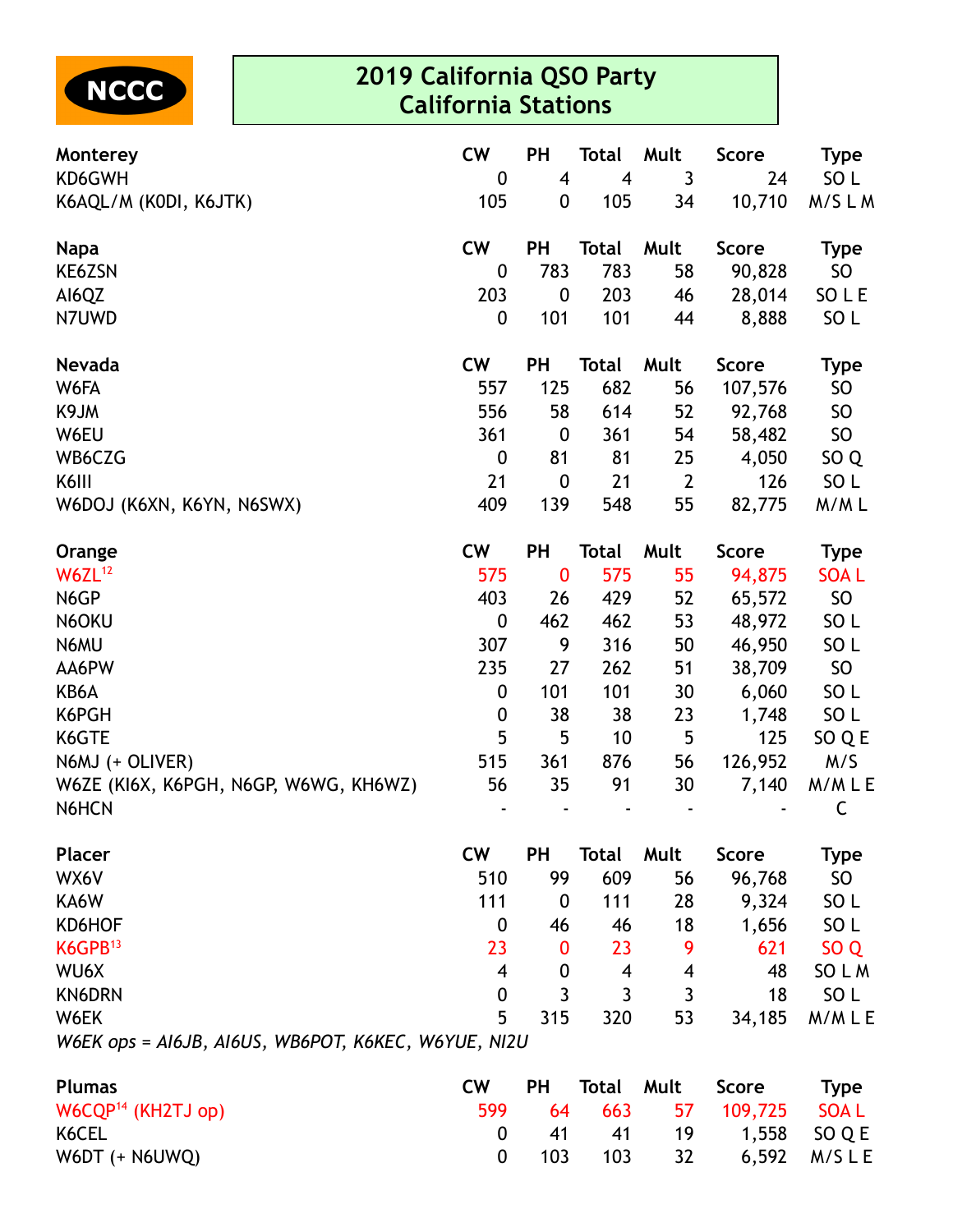NCCC

# 2019 California QSO Party
## California Stations

| Monterey | CW | PH | Total | Mult | Score | Type |
|---|---|---|---|---|---|---|
| KD6GWH | 0 | 4 | 4 | 3 | 24 | SO L |
| K6AQL/M (K0DI, K6JTK) | 105 | 0 | 105 | 34 | 10,710 | M/S L M |

| Napa | CW | PH | Total | Mult | Score | Type |
|---|---|---|---|---|---|---|
| KE6ZSN | 0 | 783 | 783 | 58 | 90,828 | SO |
| AI6QZ | 203 | 0 | 203 | 46 | 28,014 | SO L E |
| N7UWD | 0 | 101 | 101 | 44 | 8,888 | SO L |

| Nevada | CW | PH | Total | Mult | Score | Type |
|---|---|---|---|---|---|---|
| W6FA | 557 | 125 | 682 | 56 | 107,576 | SO |
| K9JM | 556 | 58 | 614 | 52 | 92,768 | SO |
| W6EU | 361 | 0 | 361 | 54 | 58,482 | SO |
| WB6CZG | 0 | 81 | 81 | 25 | 4,050 | SO Q |
| K6III | 21 | 0 | 21 | 2 | 126 | SO L |
| W6DOJ (K6XN, K6YN, N6SWX) | 409 | 139 | 548 | 55 | 82,775 | M/M L |

| Orange | CW | PH | Total | Mult | Score | Type |
|---|---|---|---|---|---|---|
| W6ZL[12] | 575 | 0 | 575 | 55 | 94,875 | SOA L |
| N6GP | 403 | 26 | 429 | 52 | 65,572 | SO |
| N6OKU | 0 | 462 | 462 | 53 | 48,972 | SO L |
| N6MU | 307 | 9 | 316 | 50 | 46,950 | SO L |
| AA6PW | 235 | 27 | 262 | 51 | 38,709 | SO |
| KB6A | 0 | 101 | 101 | 30 | 6,060 | SO L |
| K6PGH | 0 | 38 | 38 | 23 | 1,748 | SO L |
| K6GTE | 5 | 5 | 10 | 5 | 125 | SO Q E |
| N6MJ (+ OLIVER) | 515 | 361 | 876 | 56 | 126,952 | M/S |
| W6ZE (KI6X, K6PGH, N6GP, W6WG, KH6WZ) | 56 | 35 | 91 | 30 | 7,140 | M/M L E |
| N6HCN | - | - | - | - | - | C |

| Placer | CW | PH | Total | Mult | Score | Type |
|---|---|---|---|---|---|---|
| WX6V | 510 | 99 | 609 | 56 | 96,768 | SO |
| KA6W | 111 | 0 | 111 | 28 | 9,324 | SO L |
| KD6HOF | 0 | 46 | 46 | 18 | 1,656 | SO L |
| K6GPB[13] | 23 | 0 | 23 | 9 | 621 | SO Q |
| WU6X | 4 | 0 | 4 | 4 | 48 | SO L M |
| KN6DRN | 0 | 3 | 3 | 3 | 18 | SO L |
| W6EK | 5 | 315 | 320 | 53 | 34,185 | M/M L E |

*W6EK ops = AI6JB, AI6US, WB6POT, K6KEC, W6YUE, NI2U*

| Plumas | CW | PH | Total | Mult | Score | Type |
|---|---|---|---|---|---|---|
| W6CQP[14] (KH2TJ op) | 599 | 64 | 663 | 57 | 109,725 | SOA L |
| K6CEL | 0 | 41 | 41 | 19 | 1,558 | SO Q E |
| W6DT (+ N6UWQ) | 0 | 103 | 103 | 32 | 6,592 | M/S L E |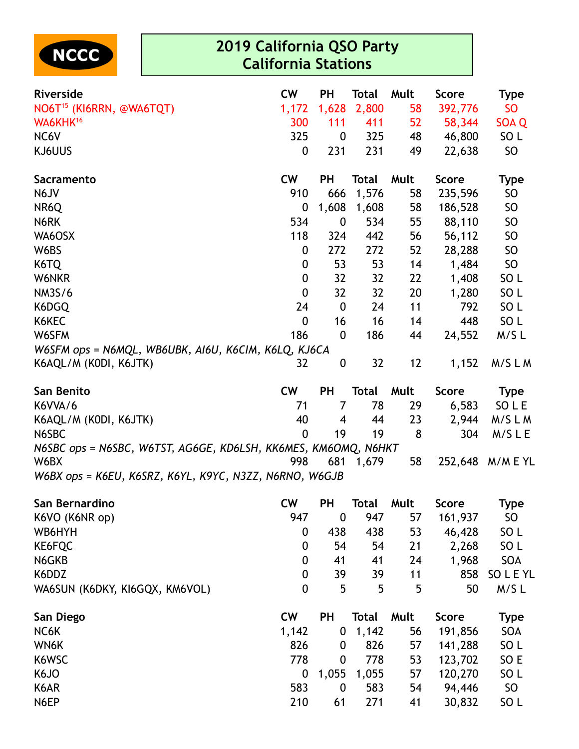NCCC

# 2019 California QSO Party
## California Stations

| Riverside | CW | PH | Total | Mult | Score | Type |
|---|---|---|---|---|---|---|
| NO6T[15] (KI6RRN, @WA6TQT) | 1,172 | 1,628 | 2,800 | 58 | 392,776 | SO |
| WA6KHK[16] | 300 | 111 | 411 | 52 | 58,344 | SOA Q |
| NC6V | 325 | 0 | 325 | 48 | 46,800 | SO L |
| KJ6UUS | 0 | 231 | 231 | 49 | 22,638 | SO |

| Sacramento | CW | PH | Total | Mult | Score | Type |
|---|---|---|---|---|---|---|
| N6JV | 910 | 666 | 1,576 | 58 | 235,596 | SO |
| NR6Q | 0 | 1,608 | 1,608 | 58 | 186,528 | SO |
| N6RK | 534 | 0 | 534 | 55 | 88,110 | SO |
| WA6OSX | 118 | 324 | 442 | 56 | 56,112 | SO |
| W6BS | 0 | 272 | 272 | 52 | 28,288 | SO |
| K6TQ | 0 | 53 | 53 | 14 | 1,484 | SO |
| W6NKR | 0 | 32 | 32 | 22 | 1,408 | SO L |
| NM3S/6 | 0 | 32 | 32 | 20 | 1,280 | SO L |
| K6DGQ | 24 | 0 | 24 | 11 | 792 | SO L |
| K6KEC | 0 | 16 | 16 | 14 | 448 | SO L |
| W6SFM | 186 | 0 | 186 | 44 | 24,552 | M/S L |
| *W6SFM ops = N6MQL, WB6UBK, AI6U, K6CIM, K6LQ, KJ6CA* | | | | | | |
| K6AQL/M (K0DI, K6JTK) | 32 | 0 | 32 | 12 | 1,152 | M/S L M |

| San Benito | CW | PH | Total | Mult | Score | Type |
|---|---|---|---|---|---|---|
| K6VVA/6 | 71 | 7 | 78 | 29 | 6,583 | SO L E |
| K6AQL/M (K0DI, K6JTK) | 40 | 4 | 44 | 23 | 2,944 | M/S L M |
| N6SBC | 0 | 19 | 19 | 8 | 304 | M/S L E |
| *N6SBC ops = N6SBC, W6TST, AG6GE, KD6LSH, KK6MES, KM6OMQ, N6HKT* | | | | | | |
| W6BX | 998 | 681 | 1,679 | 58 | 252,648 | M/M E YL |
| *W6BX ops = K6EU, K6SRZ, K6YL, K9YC, N3ZZ, N6RNO, W6GJB* | | | | | | |

| San Bernardino | CW | PH | Total | Mult | Score | Type |
|---|---|---|---|---|---|---|
| K6VO (K6NR op) | 947 | 0 | 947 | 57 | 161,937 | SO |
| WB6HYH | 0 | 438 | 438 | 53 | 46,428 | SO L |
| KE6FQC | 0 | 54 | 54 | 21 | 2,268 | SO L |
| N6GKB | 0 | 41 | 41 | 24 | 1,968 | SOA |
| K6DDZ | 0 | 39 | 39 | 11 | 858 | SO L E YL |
| WA6SUN (K6DKY, KI6GQX, KM6VOL) | 0 | 5 | 5 | 5 | 50 | M/S L |

| San Diego | CW | PH | Total | Mult | Score | Type |
|---|---|---|---|---|---|---|
| NC6K | 1,142 | 0 | 1,142 | 56 | 191,856 | SOA |
| WN6K | 826 | 0 | 826 | 57 | 141,288 | SO L |
| K6WSC | 778 | 0 | 778 | 53 | 123,702 | SO E |
| K6JO | 0 | 1,055 | 1,055 | 57 | 120,270 | SO L |
| K6AR | 583 | 0 | 583 | 54 | 94,446 | SO |
| N6EP | 210 | 61 | 271 | 41 | 30,832 | SO L |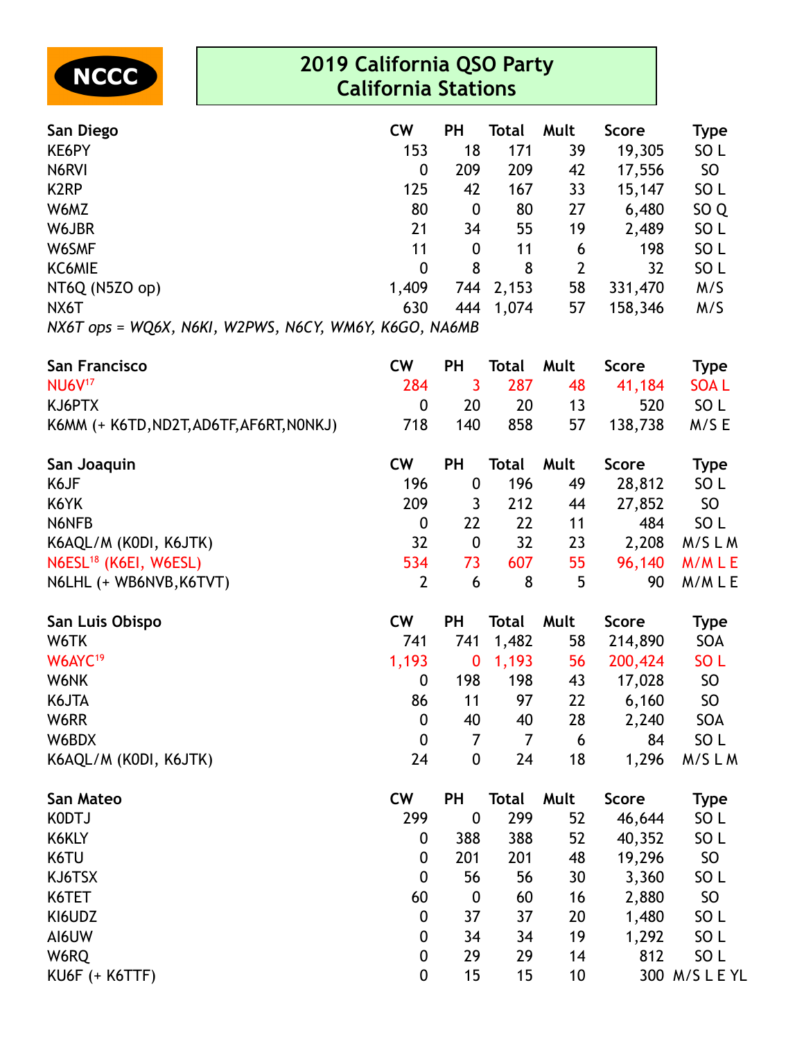NCCC

# 2019 California QSO Party
## California Stations

| San Diego | CW | PH | Total | Mult | Score | Type |
|---|---|---|---|---|---|---|
| KE6PY | 153 | 18 | 171 | 39 | 19,305 | SO L |
| N6RVI | 0 | 209 | 209 | 42 | 17,556 | SO |
| K2RP | 125 | 42 | 167 | 33 | 15,147 | SO L |
| W6MZ | 80 | 0 | 80 | 27 | 6,480 | SO Q |
| W6JBR | 21 | 34 | 55 | 19 | 2,489 | SO L |
| W6SMF | 11 | 0 | 11 | 6 | 198 | SO L |
| KC6MIE | 0 | 8 | 8 | 2 | 32 | SO L |
| NT6Q (N5ZO op) | 1,409 | 744 | 2,153 | 58 | 331,470 | M/S |
| NX6T | 630 | 444 | 1,074 | 57 | 158,346 | M/S |

*NX6T ops = WQ6X, N6KI, W2PWS, N6CY, WM6Y, K6GO, NA6MB*

| San Francisco | CW | PH | Total | Mult | Score | Type |
|---|---|---|---|---|---|---|
| NU6V[17] | 284 | 3 | 287 | 48 | 41,184 | SOA L |
| KJ6PTX | 0 | 20 | 20 | 13 | 520 | SO L |
| K6MM (+ K6TD,ND2T,AD6TF,AF6RT,N0NKJ) | 718 | 140 | 858 | 57 | 138,738 | M/S E |

| San Joaquin | CW | PH | Total | Mult | Score | Type |
|---|---|---|---|---|---|---|
| K6JF | 196 | 0 | 196 | 49 | 28,812 | SO L |
| K6YK | 209 | 3 | 212 | 44 | 27,852 | SO |
| N6NFB | 0 | 22 | 22 | 11 | 484 | SO L |
| K6AQL/M (K0DI, K6JTK) | 32 | 0 | 32 | 23 | 2,208 | M/S L M |
| N6ESL[18] (K6EI, W6ESL) | 534 | 73 | 607 | 55 | 96,140 | M/M L E |
| N6LHL (+ WB6NVB,K6TVT) | 2 | 6 | 8 | 5 | 90 | M/M L E |

| San Luis Obispo | CW | PH | Total | Mult | Score | Type |
|---|---|---|---|---|---|---|
| W6TK | 741 | 741 | 1,482 | 58 | 214,890 | SOA |
| W6AYC[19] | 1,193 | 0 | 1,193 | 56 | 200,424 | SO L |
| W6NK | 0 | 198 | 198 | 43 | 17,028 | SO |
| K6JTA | 86 | 11 | 97 | 22 | 6,160 | SO |
| W6RR | 0 | 40 | 40 | 28 | 2,240 | SOA |
| W6BDX | 0 | 7 | 7 | 6 | 84 | SO L |
| K6AQL/M (K0DI, K6JTK) | 24 | 0 | 24 | 18 | 1,296 | M/S L M |

| San Mateo | CW | PH | Total | Mult | Score | Type |
|---|---|---|---|---|---|---|
| K0DTJ | 299 | 0 | 299 | 52 | 46,644 | SO L |
| K6KLY | 0 | 388 | 388 | 52 | 40,352 | SO L |
| K6TU | 0 | 201 | 201 | 48 | 19,296 | SO |
| KJ6TSX | 0 | 56 | 56 | 30 | 3,360 | SO L |
| K6TET | 60 | 0 | 60 | 16 | 2,880 | SO |
| KI6UDZ | 0 | 37 | 37 | 20 | 1,480 | SO L |
| AI6UW | 0 | 34 | 34 | 19 | 1,292 | SO L |
| W6RQ | 0 | 29 | 29 | 14 | 812 | SO L |
| KU6F (+ K6TTF) | 0 | 15 | 15 | 10 | 300 | M/S L E YL |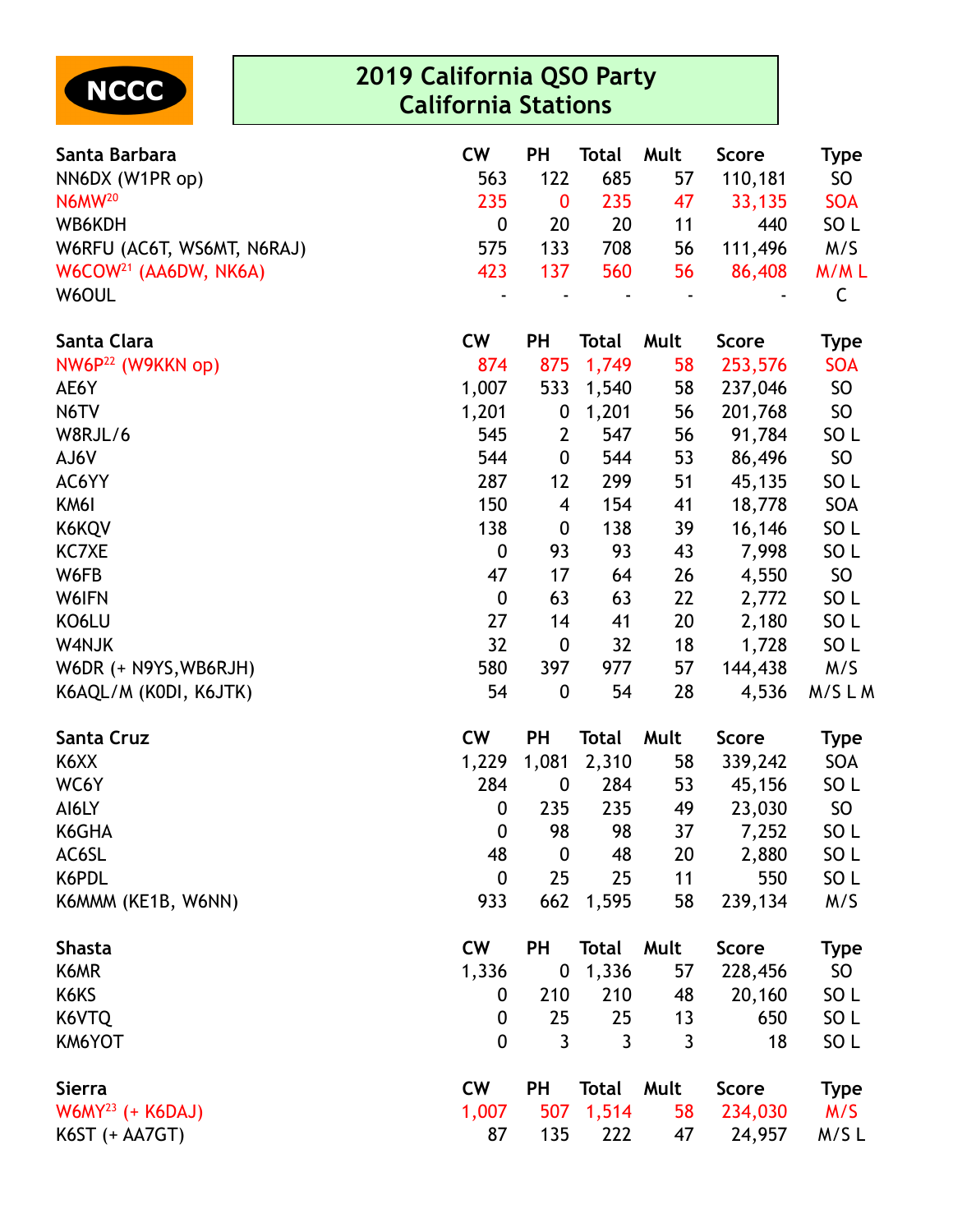NCCC

# 2019 California QSO Party
## California Stations

| Santa Barbara | CW | PH | Total | Mult | Score | Type |
|---|---|---|---|---|---|---|
| NN6DX (W1PR op) | 563 | 122 | 685 | 57 | 110,181 | SO |
| N6MW[20] | 235 | 0 | 235 | 47 | 33,135 | SOA |
| WB6KDH | 0 | 20 | 20 | 11 | 440 | SO L |
| W6RFU (AC6T, WS6MT, N6RAJ) | 575 | 133 | 708 | 56 | 111,496 | M/S |
| W6COW[21] (AA6DW, NK6A) | 423 | 137 | 560 | 56 | 86,408 | M/M L |
| W6OUL | - | - | - | - | - | C |

| Santa Clara | CW | PH | Total | Mult | Score | Type |
|---|---|---|---|---|---|---|
| NW6P[22] (W9KKN op) | 874 | 875 | 1,749 | 58 | 253,576 | SOA |
| AE6Y | 1,007 | 533 | 1,540 | 58 | 237,046 | SO |
| N6TV | 1,201 | 0 | 1,201 | 56 | 201,768 | SO |
| W8RJL/6 | 545 | 2 | 547 | 56 | 91,784 | SO L |
| AJ6V | 544 | 0 | 544 | 53 | 86,496 | SO |
| AC6YY | 287 | 12 | 299 | 51 | 45,135 | SO L |
| KM6I | 150 | 4 | 154 | 41 | 18,778 | SOA |
| K6KQV | 138 | 0 | 138 | 39 | 16,146 | SO L |
| KC7XE | 0 | 93 | 93 | 43 | 7,998 | SO L |
| W6FB | 47 | 17 | 64 | 26 | 4,550 | SO |
| W6IFN | 0 | 63 | 63 | 22 | 2,772 | SO L |
| KO6LU | 27 | 14 | 41 | 20 | 2,180 | SO L |
| W4NJK | 32 | 0 | 32 | 18 | 1,728 | SO L |
| W6DR (+ N9YS,WB6RJH) | 580 | 397 | 977 | 57 | 144,438 | M/S |
| K6AQL/M (K0DI, K6JTK) | 54 | 0 | 54 | 28 | 4,536 | M/S L M |

| Santa Cruz | CW | PH | Total | Mult | Score | Type |
|---|---|---|---|---|---|---|
| K6XX | 1,229 | 1,081 | 2,310 | 58 | 339,242 | SOA |
| WC6Y | 284 | 0 | 284 | 53 | 45,156 | SO L |
| AI6LY | 0 | 235 | 235 | 49 | 23,030 | SO |
| K6GHA | 0 | 98 | 98 | 37 | 7,252 | SO L |
| AC6SL | 48 | 0 | 48 | 20 | 2,880 | SO L |
| K6PDL | 0 | 25 | 25 | 11 | 550 | SO L |
| K6MMM (KE1B, W6NN) | 933 | 662 | 1,595 | 58 | 239,134 | M/S |

| Shasta | CW | PH | Total | Mult | Score | Type |
|---|---|---|---|---|---|---|
| K6MR | 1,336 | 0 | 1,336 | 57 | 228,456 | SO |
| K6KS | 0 | 210 | 210 | 48 | 20,160 | SO L |
| K6VTQ | 0 | 25 | 25 | 13 | 650 | SO L |
| KM6YOT | 0 | 3 | 3 | 3 | 18 | SO L |

| Sierra | CW | PH | Total | Mult | Score | Type |
|---|---|---|---|---|---|---|
| W6MY[23] (+ K6DAJ) | 1,007 | 507 | 1,514 | 58 | 234,030 | M/S |
| K6ST (+ AA7GT) | 87 | 135 | 222 | 47 | 24,957 | M/S L |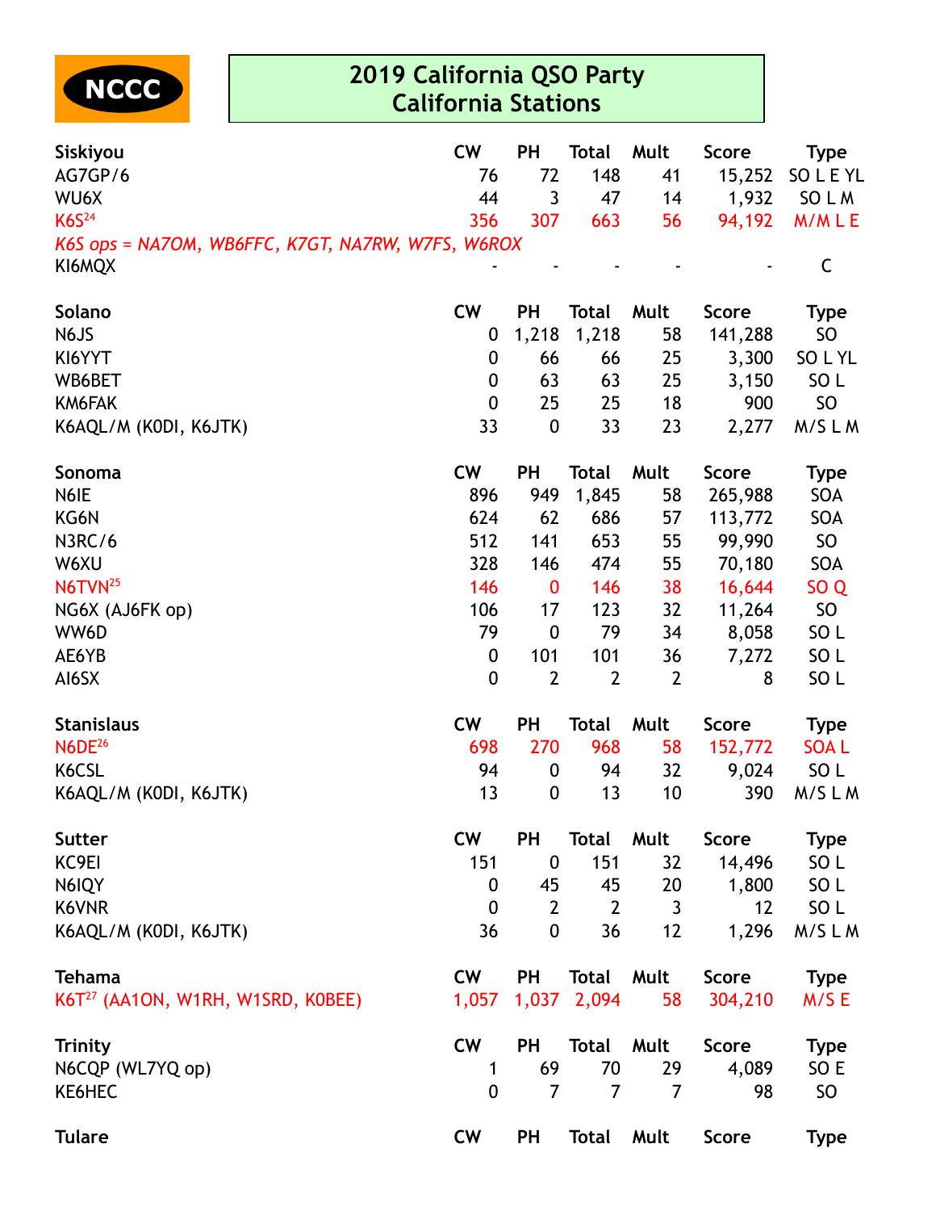NCCC

# 2019 California QSO Party
## California Stations

| Siskiyou | CW | PH | Total | Mult | Score | Type |
|---|---|---|---|---|---|---|
| AG7GP/6 | 76 | 72 | 148 | 41 | 15,252 | SO L E YL |
| WU6X | 44 | 3 | 47 | 14 | 1,932 | SO L M |
| K6S[24] | 356 | 307 | 663 | 56 | 94,192 | M/M L E |
| *K6S ops = NA7OM, WB6FFC, K7GT, NA7RW, W7FS, W6ROX* | | | | | | |
| KI6MQX | - | - | - | - | - | C |

| Solano | CW | PH | Total | Mult | Score | Type |
|---|---|---|---|---|---|---|
| N6JS | 0 | 1,218 | 1,218 | 58 | 141,288 | SO |
| KI6YYT | 0 | 66 | 66 | 25 | 3,300 | SO L YL |
| WB6BET | 0 | 63 | 63 | 25 | 3,150 | SO L |
| KM6FAK | 0 | 25 | 25 | 18 | 900 | SO |
| K6AQL/M (K0DI, K6JTK) | 33 | 0 | 33 | 23 | 2,277 | M/S L M |

| Sonoma | CW | PH | Total | Mult | Score | Type |
|---|---|---|---|---|---|---|
| N6IE | 896 | 949 | 1,845 | 58 | 265,988 | SOA |
| KG6N | 624 | 62 | 686 | 57 | 113,772 | SOA |
| N3RC/6 | 512 | 141 | 653 | 55 | 99,990 | SO |
| W6XU | 328 | 146 | 474 | 55 | 70,180 | SOA |
| N6TVN[25] | 146 | 0 | 146 | 38 | 16,644 | SO Q |
| NG6X (AJ6FK op) | 106 | 17 | 123 | 32 | 11,264 | SO |
| WW6D | 79 | 0 | 79 | 34 | 8,058 | SO L |
| AE6YB | 0 | 101 | 101 | 36 | 7,272 | SO L |
| AI6SX | 0 | 2 | 2 | 2 | 8 | SO L |

| Stanislaus | CW | PH | Total | Mult | Score | Type |
|---|---|---|---|---|---|---|
| N6DE[26] | 698 | 270 | 968 | 58 | 152,772 | SOA L |
| K6CSL | 94 | 0 | 94 | 32 | 9,024 | SO L |
| K6AQL/M (K0DI, K6JTK) | 13 | 0 | 13 | 10 | 390 | M/S L M |

| Sutter | CW | PH | Total | Mult | Score | Type |
|---|---|---|---|---|---|---|
| KC9EI | 151 | 0 | 151 | 32 | 14,496 | SO L |
| N6IQY | 0 | 45 | 45 | 20 | 1,800 | SO L |
| K6VNR | 0 | 2 | 2 | 3 | 12 | SO L |
| K6AQL/M (K0DI, K6JTK) | 36 | 0 | 36 | 12 | 1,296 | M/S L M |

| Tehama | CW | PH | Total | Mult | Score | Type |
|---|---|---|---|---|---|---|
| K6T[27] (AA1ON, W1RH, W1SRD, K0BEE) | 1,057 | 1,037 | 2,094 | 58 | 304,210 | M/S E |

| Trinity | CW | PH | Total | Mult | Score | Type |
|---|---|---|---|---|---|---|
| N6CQP (WL7YQ op) | 1 | 69 | 70 | 29 | 4,089 | SO E |
| KE6HEC | 0 | 7 | 7 | 7 | 98 | SO |

| Tulare | CW | PH | Total | Mult | Score | Type |
|---|---|---|---|---|---|---|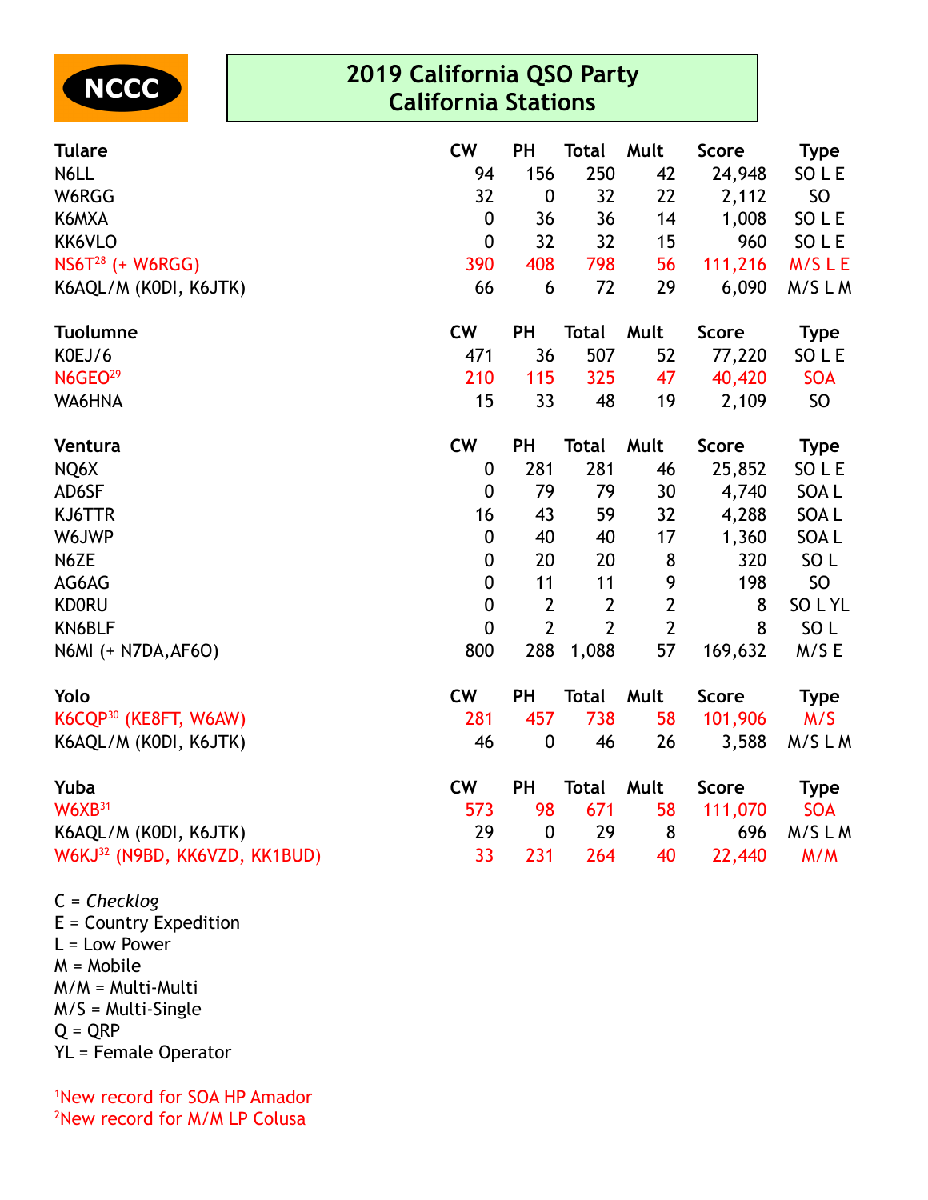NCCC

# 2019 California QSO Party
## California Stations

| Tulare | CW | PH | Total | Mult | Score | Type |
|---|---|---|---|---|---|---|
| N6LL | 94 | 156 | 250 | 42 | 24,948 | SO L E |
| W6RGG | 32 | 0 | 32 | 22 | 2,112 | SO |
| K6MXA | 0 | 36 | 36 | 14 | 1,008 | SO L E |
| KK6VLO | 0 | 32 | 32 | 15 | 960 | SO L E |
| NS6T[28] (+ W6RGG) | 390 | 408 | 798 | 56 | 111,216 | M/S L E |
| K6AQL/M (K0DI, K6JTK) | 66 | 6 | 72 | 29 | 6,090 | M/S L M |

| Tuolumne | CW | PH | Total | Mult | Score | Type |
|---|---|---|---|---|---|---|
| K0EJ/6 | 471 | 36 | 507 | 52 | 77,220 | SO L E |
| N6GEO[29] | 210 | 115 | 325 | 47 | 40,420 | SOA |
| WA6HNA | 15 | 33 | 48 | 19 | 2,109 | SO |

| Ventura | CW | PH | Total | Mult | Score | Type |
|---|---|---|---|---|---|---|
| NQ6X | 0 | 281 | 281 | 46 | 25,852 | SO L E |
| AD6SF | 0 | 79 | 79 | 30 | 4,740 | SOA L |
| KJ6TTR | 16 | 43 | 59 | 32 | 4,288 | SOA L |
| W6JWP | 0 | 40 | 40 | 17 | 1,360 | SOA L |
| N6ZE | 0 | 20 | 20 | 8 | 320 | SO L |
| AG6AG | 0 | 11 | 11 | 9 | 198 | SO |
| KD0RU | 0 | 2 | 2 | 2 | 8 | SO L YL |
| KN6BLF | 0 | 2 | 2 | 2 | 8 | SO L |
| N6MI (+ N7DA,AF6O) | 800 | 288 | 1,088 | 57 | 169,632 | M/S E |

| Yolo | CW | PH | Total | Mult | Score | Type |
|---|---|---|---|---|---|---|
| K6CQP[30] (KE8FT, W6AW) | 281 | 457 | 738 | 58 | 101,906 | M/S |
| K6AQL/M (K0DI, K6JTK) | 46 | 0 | 46 | 26 | 3,588 | M/S L M |

| Yuba | CW | PH | Total | Mult | Score | Type |
|---|---|---|---|---|---|---|
| W6XB[31] | 573 | 98 | 671 | 58 | 111,070 | SOA |
| K6AQL/M (K0DI, K6JTK) | 29 | 0 | 29 | 8 | 696 | M/S L M |
| W6KJ[32] (N9BD, KK6VZD, KK1BUD) | 33 | 231 | 264 | 40 | 22,440 | M/M |

C = *Checklog*
E = Country Expedition
L = Low Power
M = Mobile
M/M = Multi-Multi
M/S = Multi-Single
Q = QRP
YL = Female Operator

[1]New record for SOA HP Amador
[2]New record for M/M LP Colusa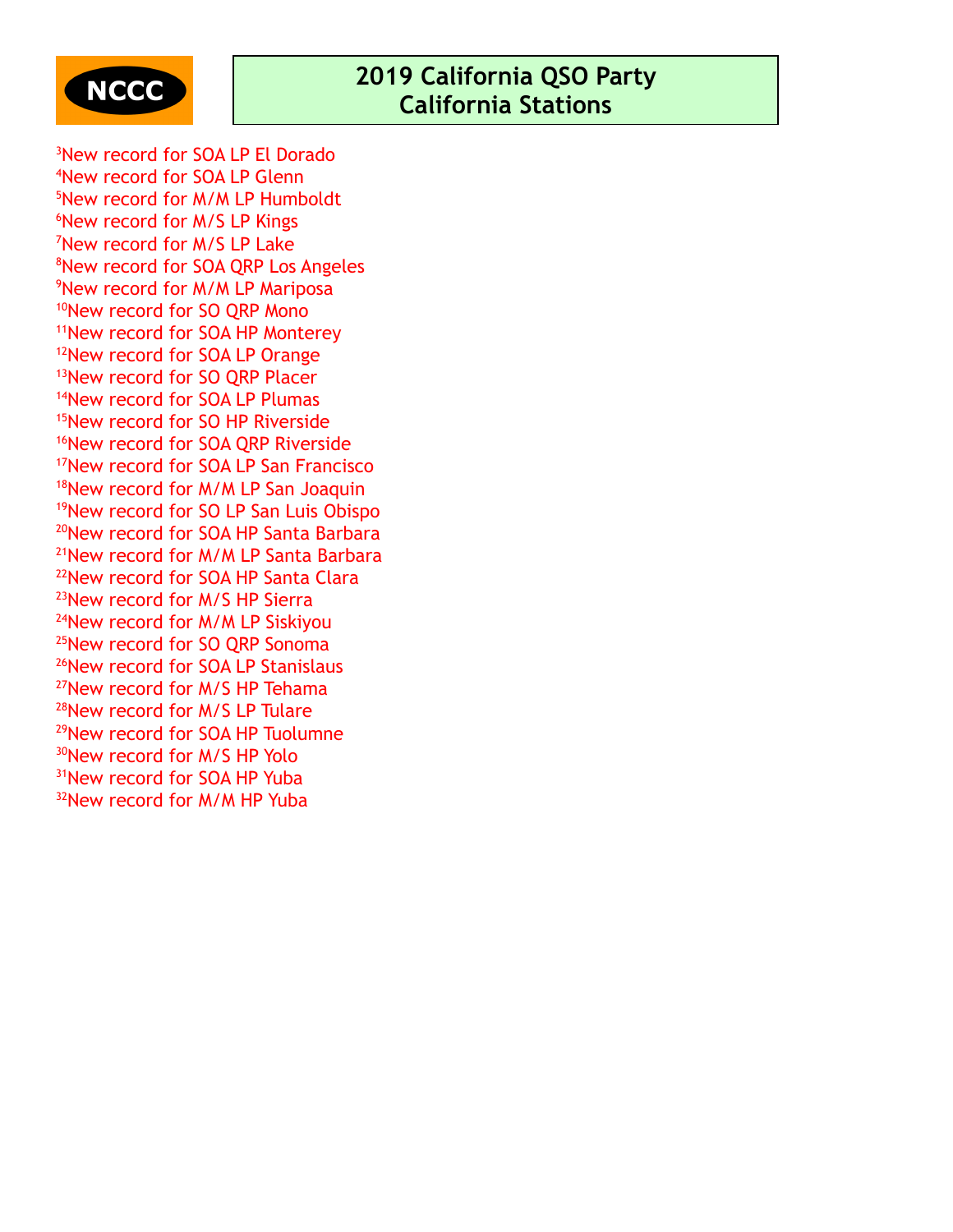NCCC

# 2019 California QSO Party
# California Stations

[3]New record for SOA LP El Dorado
[4]New record for SOA LP Glenn
[5]New record for M/M LP Humboldt
[6]New record for M/S LP Kings
[7]New record for M/S LP Lake
[8]New record for SOA QRP Los Angeles
[9]New record for M/M LP Mariposa
[10]New record for SO QRP Mono
[11]New record for SOA HP Monterey
[12]New record for SOA LP Orange
[13]New record for SO QRP Placer
[14]New record for SOA LP Plumas
[15]New record for SO HP Riverside
[16]New record for SOA QRP Riverside
[17]New record for SOA LP San Francisco
[18]New record for M/M LP San Joaquin
[19]New record for SO LP San Luis Obispo
[20]New record for SOA HP Santa Barbara
[21]New record for M/M LP Santa Barbara
[22]New record for SOA HP Santa Clara
[23]New record for M/S HP Sierra
[24]New record for M/M LP Siskiyou
[25]New record for SO QRP Sonoma
[26]New record for SOA LP Stanislaus
[27]New record for M/S HP Tehama
[28]New record for M/S LP Tulare
[29]New record for SOA HP Tuolumne
[30]New record for M/S HP Yolo
[31]New record for SOA HP Yuba
[32]New record for M/M HP Yuba